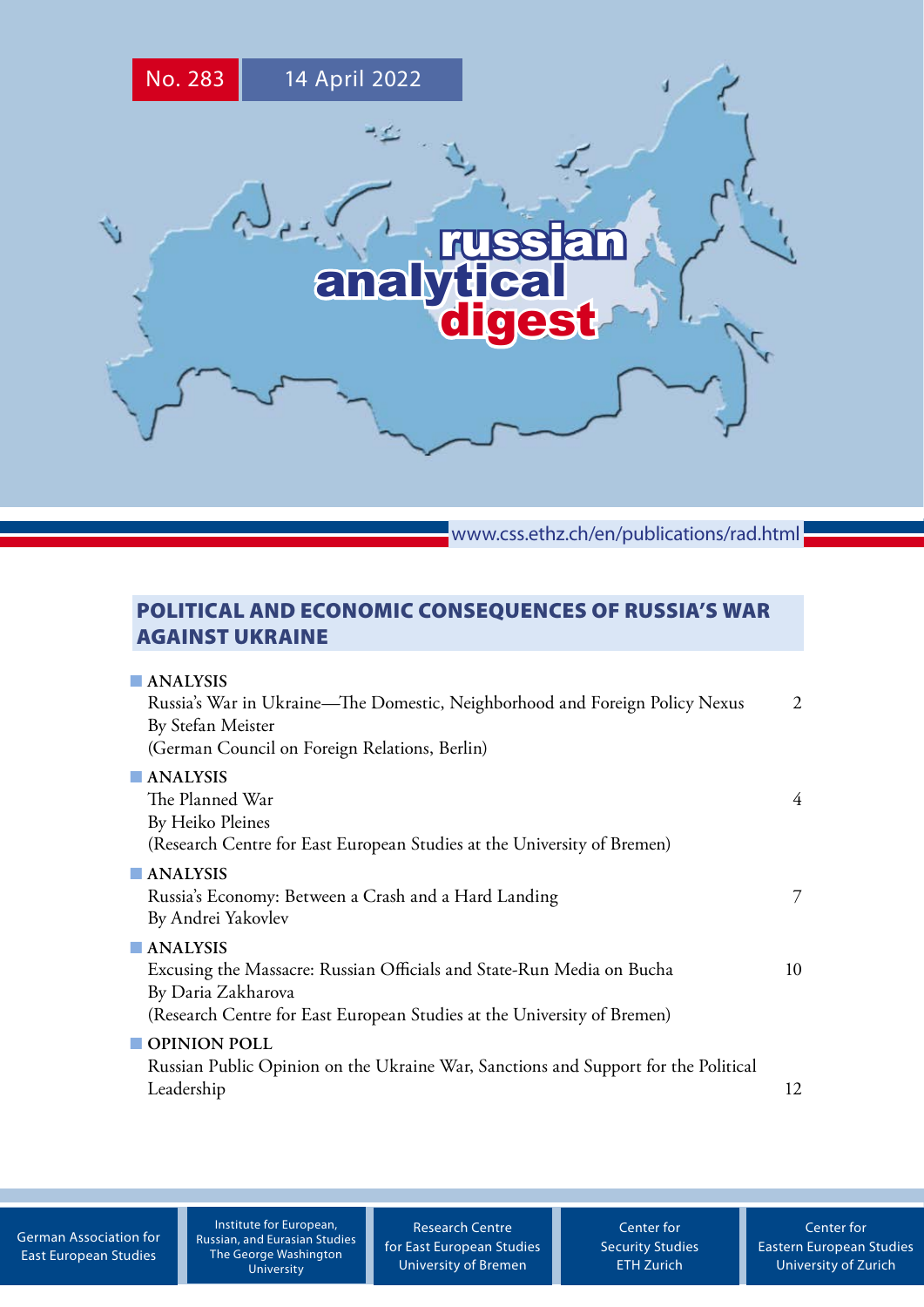No. 283 14 April 2022

# russian analytical digest

www.css.ethz.ch/en/publications/rad.html

## POLITICAL AND ECONOMIC CONSEQUENCES OF RUSSIA'S WAR AGAINST UKRAINE

■ **ANALYSIS**
Russia's War in Ukraine—The Domestic, Neighborhood and Foreign Policy Nexus 2
By Stefan Meister
(German Council on Foreign Relations, Berlin)

■ **ANALYSIS**
The Planned War 4
By Heiko Pleines
(Research Centre for East European Studies at the University of Bremen)

■ **ANALYSIS**
Russia's Economy: Between a Crash and a Hard Landing 7
By Andrei Yakovlev

■ **ANALYSIS**
Excusing the Massacre: Russian Officials and State-Run Media on Bucha 10
By Daria Zakharova
(Research Centre for East European Studies at the University of Bremen)

■ **OPINION POLL**
Russian Public Opinion on the Ukraine War, Sanctions and Support for the Political Leadership 12

German Association for East European Studies | Institute for European, Russian, and Eurasian Studies The George Washington University | Research Centre for East European Studies University of Bremen | Center for Security Studies ETH Zurich | Center for Eastern European Studies University of Zurich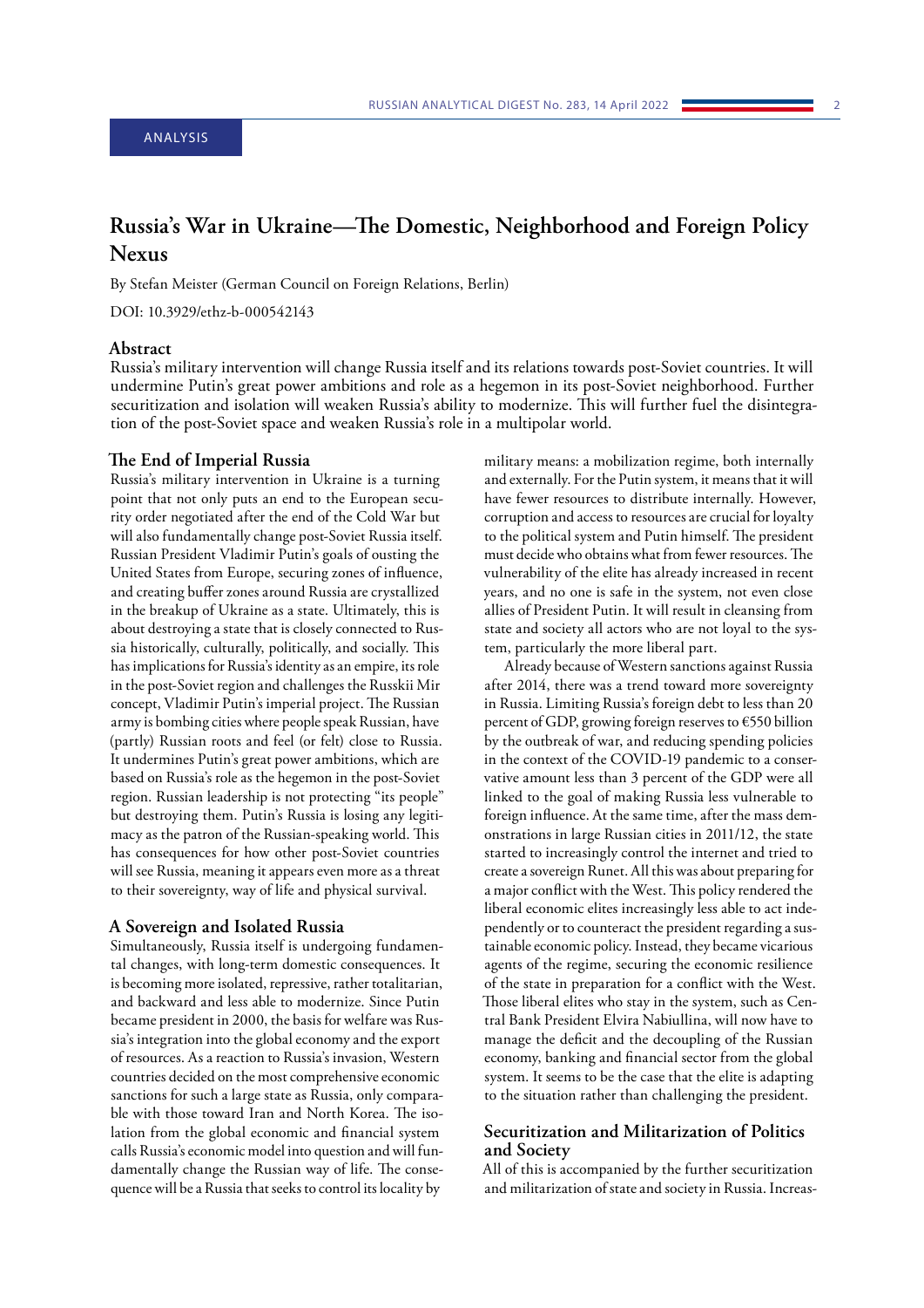ANALYSIS

# Russia's War in Ukraine—The Domestic, Neighborhood and Foreign Policy Nexus

By Stefan Meister (German Council on Foreign Relations, Berlin)

DOI: 10.3929/ethz-b-000542143

## Abstract

Russia's military intervention will change Russia itself and its relations towards post-Soviet countries. It will undermine Putin's great power ambitions and role as a hegemon in its post-Soviet neighborhood. Further securitization and isolation will weaken Russia's ability to modernize. This will further fuel the disintegration of the post-Soviet space and weaken Russia's role in a multipolar world.

## The End of Imperial Russia

Russia's military intervention in Ukraine is a turning point that not only puts an end to the European security order negotiated after the end of the Cold War but will also fundamentally change post-Soviet Russia itself. Russian President Vladimir Putin's goals of ousting the United States from Europe, securing zones of influence, and creating buffer zones around Russia are crystallized in the breakup of Ukraine as a state. Ultimately, this is about destroying a state that is closely connected to Russia historically, culturally, politically, and socially. This has implications for Russia's identity as an empire, its role in the post-Soviet region and challenges the Russkii Mir concept, Vladimir Putin's imperial project. The Russian army is bombing cities where people speak Russian, have (partly) Russian roots and feel (or felt) close to Russia. It undermines Putin's great power ambitions, which are based on Russia's role as the hegemon in the post-Soviet region. Russian leadership is not protecting "its people" but destroying them. Putin's Russia is losing any legitimacy as the patron of the Russian-speaking world. This has consequences for how other post-Soviet countries will see Russia, meaning it appears even more as a threat to their sovereignty, way of life and physical survival.

## A Sovereign and Isolated Russia

Simultaneously, Russia itself is undergoing fundamental changes, with long-term domestic consequences. It is becoming more isolated, repressive, rather totalitarian, and backward and less able to modernize. Since Putin became president in 2000, the basis for welfare was Russia's integration into the global economy and the export of resources. As a reaction to Russia's invasion, Western countries decided on the most comprehensive economic sanctions for such a large state as Russia, only comparable with those toward Iran and North Korea. The isolation from the global economic and financial system calls Russia's economic model into question and will fundamentally change the Russian way of life. The consequence will be a Russia that seeks to control its locality by military means: a mobilization regime, both internally and externally. For the Putin system, it means that it will have fewer resources to distribute internally. However, corruption and access to resources are crucial for loyalty to the political system and Putin himself. The president must decide who obtains what from fewer resources. The vulnerability of the elite has already increased in recent years, and no one is safe in the system, not even close allies of President Putin. It will result in cleansing from state and society all actors who are not loyal to the system, particularly the more liberal part.

Already because of Western sanctions against Russia after 2014, there was a trend toward more sovereignty in Russia. Limiting Russia's foreign debt to less than 20 percent of GDP, growing foreign reserves to €550 billion by the outbreak of war, and reducing spending policies in the context of the COVID-19 pandemic to a conservative amount less than 3 percent of the GDP were all linked to the goal of making Russia less vulnerable to foreign influence. At the same time, after the mass demonstrations in large Russian cities in 2011/12, the state started to increasingly control the internet and tried to create a sovereign Runet. All this was about preparing for a major conflict with the West. This policy rendered the liberal economic elites increasingly less able to act independently or to counteract the president regarding a sustainable economic policy. Instead, they became vicarious agents of the regime, securing the economic resilience of the state in preparation for a conflict with the West. Those liberal elites who stay in the system, such as Central Bank President Elvira Nabiullina, will now have to manage the deficit and the decoupling of the Russian economy, banking and financial sector from the global system. It seems to be the case that the elite is adapting to the situation rather than challenging the president.

## Securitization and Militarization of Politics and Society

All of this is accompanied by the further securitization and militarization of state and society in Russia. Increas-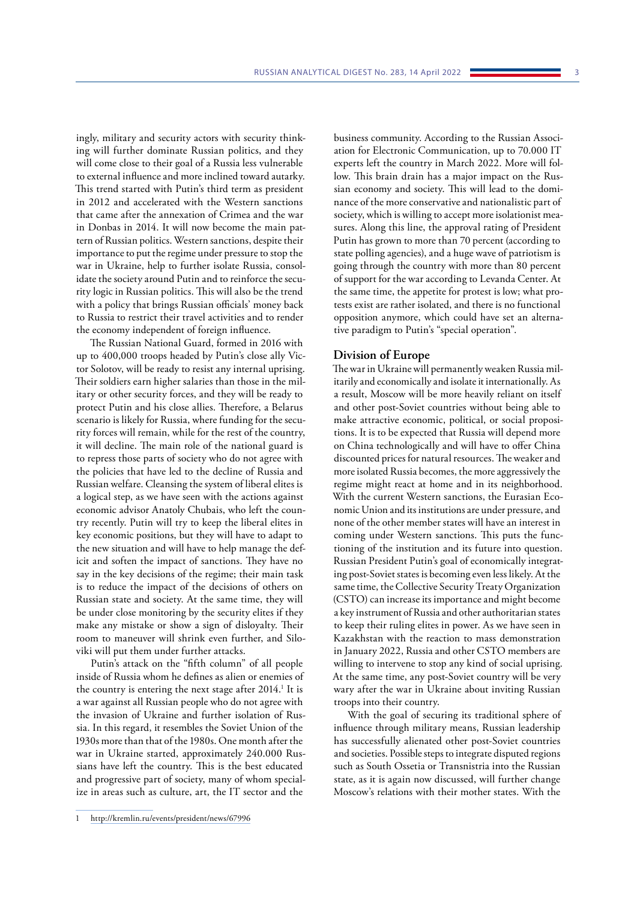ingly, military and security actors with security thinking will further dominate Russian politics, and they will come close to their goal of a Russia less vulnerable to external influence and more inclined toward autarky. This trend started with Putin's third term as president in 2012 and accelerated with the Western sanctions that came after the annexation of Crimea and the war in Donbas in 2014. It will now become the main pattern of Russian politics. Western sanctions, despite their importance to put the regime under pressure to stop the war in Ukraine, help to further isolate Russia, consolidate the society around Putin and to reinforce the security logic in Russian politics. This will also be the trend with a policy that brings Russian officials' money back to Russia to restrict their travel activities and to render the economy independent of foreign influence.

The Russian National Guard, formed in 2016 with up to 400,000 troops headed by Putin's close ally Victor Solotov, will be ready to resist any internal uprising. Their soldiers earn higher salaries than those in the military or other security forces, and they will be ready to protect Putin and his close allies. Therefore, a Belarus scenario is likely for Russia, where funding for the security forces will remain, while for the rest of the country, it will decline. The main role of the national guard is to repress those parts of society who do not agree with the policies that have led to the decline of Russia and Russian welfare. Cleansing the system of liberal elites is a logical step, as we have seen with the actions against economic advisor Anatoly Chubais, who left the country recently. Putin will try to keep the liberal elites in key economic positions, but they will have to adapt to the new situation and will have to help manage the deficit and soften the impact of sanctions. They have no say in the key decisions of the regime; their main task is to reduce the impact of the decisions of others on Russian state and society. At the same time, they will be under close monitoring by the security elites if they make any mistake or show a sign of disloyalty. Their room to maneuver will shrink even further, and Siloviki will put them under further attacks.

Putin's attack on the "fifth column" of all people inside of Russia whom he defines as alien or enemies of the country is entering the next stage after 2014.[1] It is a war against all Russian people who do not agree with the invasion of Ukraine and further isolation of Russia. In this regard, it resembles the Soviet Union of the 1930s more than that of the 1980s. One month after the war in Ukraine started, approximately 240.000 Russians have left the country. This is the best educated and progressive part of society, many of whom specialize in areas such as culture, art, the IT sector and the business community. According to the Russian Association for Electronic Communication, up to 70.000 IT experts left the country in March 2022. More will follow. This brain drain has a major impact on the Russian economy and society. This will lead to the dominance of the more conservative and nationalistic part of society, which is willing to accept more isolationist measures. Along this line, the approval rating of President Putin has grown to more than 70 percent (according to state polling agencies), and a huge wave of patriotism is going through the country with more than 80 percent of support for the war according to Levanda Center. At the same time, the appetite for protest is low; what protests exist are rather isolated, and there is no functional opposition anymore, which could have set an alternative paradigm to Putin's "special operation".

## Division of Europe

The war in Ukraine will permanently weaken Russia militarily and economically and isolate it internationally. As a result, Moscow will be more heavily reliant on itself and other post-Soviet countries without being able to make attractive economic, political, or social propositions. It is to be expected that Russia will depend more on China technologically and will have to offer China discounted prices for natural resources. The weaker and more isolated Russia becomes, the more aggressively the regime might react at home and in its neighborhood. With the current Western sanctions, the Eurasian Economic Union and its institutions are under pressure, and none of the other member states will have an interest in coming under Western sanctions. This puts the functioning of the institution and its future into question. Russian President Putin's goal of economically integrating post-Soviet states is becoming even less likely. At the same time, the Collective Security Treaty Organization (CSTO) can increase its importance and might become a key instrument of Russia and other authoritarian states to keep their ruling elites in power. As we have seen in Kazakhstan with the reaction to mass demonstration in January 2022, Russia and other CSTO members are willing to intervene to stop any kind of social uprising. At the same time, any post-Soviet country will be very wary after the war in Ukraine about inviting Russian troops into their country.

With the goal of securing its traditional sphere of influence through military means, Russian leadership has successfully alienated other post-Soviet countries and societies. Possible steps to integrate disputed regions such as South Ossetia or Transnistria into the Russian state, as it is again now discussed, will further change Moscow's relations with their mother states. With the

---

1 http://kremlin.ru/events/president/news/67996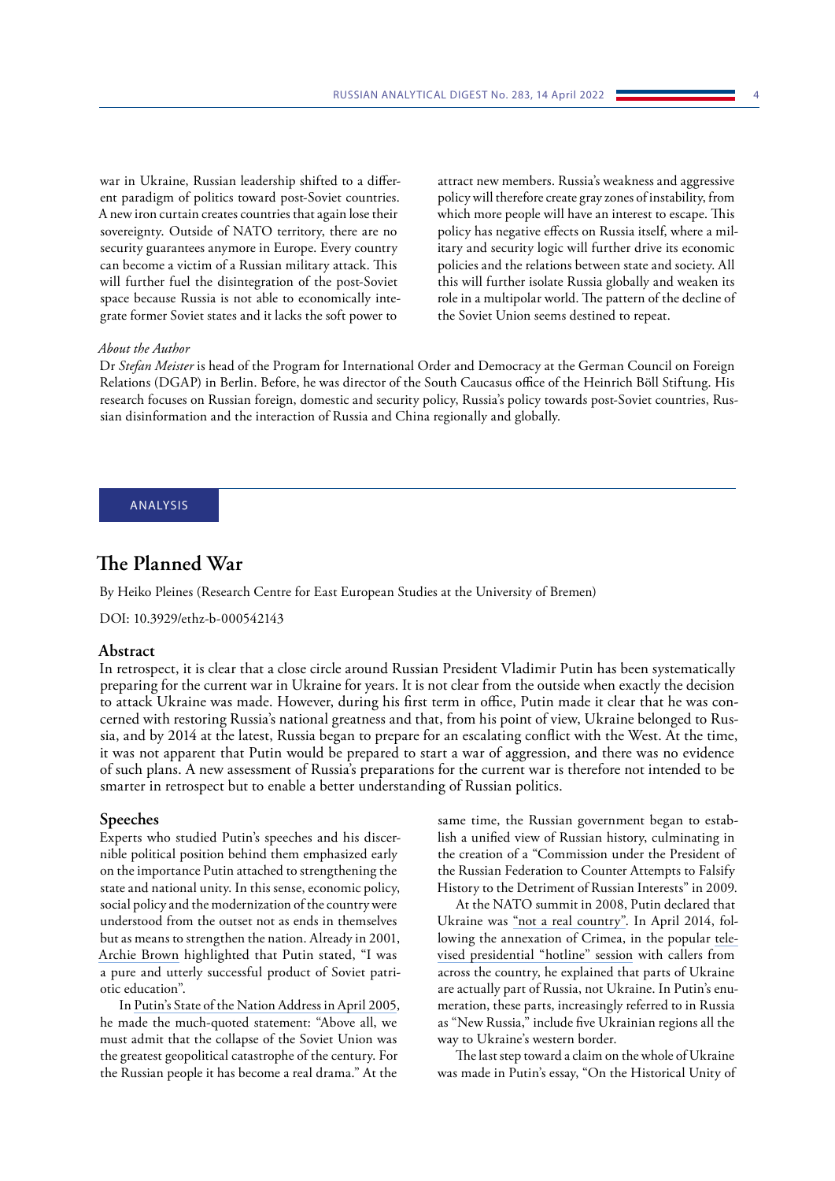war in Ukraine, Russian leadership shifted to a different paradigm of politics toward post-Soviet countries. A new iron curtain creates countries that again lose their sovereignty. Outside of NATO territory, there are no security guarantees anymore in Europe. Every country can become a victim of a Russian military attack. This will further fuel the disintegration of the post-Soviet space because Russia is not able to economically integrate former Soviet states and it lacks the soft power to attract new members. Russia's weakness and aggressive policy will therefore create gray zones of instability, from which more people will have an interest to escape. This policy has negative effects on Russia itself, where a military and security logic will further drive its economic policies and the relations between state and society. All this will further isolate Russia globally and weaken its role in a multipolar world. The pattern of the decline of the Soviet Union seems destined to repeat.

*About the Author*

Dr *Stefan Meister* is head of the Program for International Order and Democracy at the German Council on Foreign Relations (DGAP) in Berlin. Before, he was director of the South Caucasus office of the Heinrich Böll Stiftung. His research focuses on Russian foreign, domestic and security policy, Russia's policy towards post-Soviet countries, Russian disinformation and the interaction of Russia and China regionally and globally.

ANALYSIS

# The Planned War

By Heiko Pleines (Research Centre for East European Studies at the University of Bremen)

DOI: 10.3929/ethz-b-000542143

## Abstract

In retrospect, it is clear that a close circle around Russian President Vladimir Putin has been systematically preparing for the current war in Ukraine for years. It is not clear from the outside when exactly the decision to attack Ukraine was made. However, during his first term in office, Putin made it clear that he was concerned with restoring Russia's national greatness and that, from his point of view, Ukraine belonged to Russia, and by 2014 at the latest, Russia began to prepare for an escalating conflict with the West. At the time, it was not apparent that Putin would be prepared to start a war of aggression, and there was no evidence of such plans. A new assessment of Russia's preparations for the current war is therefore not intended to be smarter in retrospect but to enable a better understanding of Russian politics.

## Speeches

Experts who studied Putin's speeches and his discernible political position behind them emphasized early on the importance Putin attached to strengthening the state and national unity. In this sense, economic policy, social policy and the modernization of the country were understood from the outset not as ends in themselves but as means to strengthen the nation. Already in 2001, Archie Brown highlighted that Putin stated, "I was a pure and utterly successful product of Soviet patriotic education".

In Putin's State of the Nation Address in April 2005, he made the much-quoted statement: "Above all, we must admit that the collapse of the Soviet Union was the greatest geopolitical catastrophe of the century. For the Russian people it has become a real drama." At the same time, the Russian government began to establish a unified view of Russian history, culminating in the creation of a "Commission under the President of the Russian Federation to Counter Attempts to Falsify History to the Detriment of Russian Interests" in 2009.

At the NATO summit in 2008, Putin declared that Ukraine was "not a real country". In April 2014, following the annexation of Crimea, in the popular televised presidential "hotline" session with callers from across the country, he explained that parts of Ukraine are actually part of Russia, not Ukraine. In Putin's enumeration, these parts, increasingly referred to in Russia as "New Russia," include five Ukrainian regions all the way to Ukraine's western border.

The last step toward a claim on the whole of Ukraine was made in Putin's essay, "On the Historical Unity of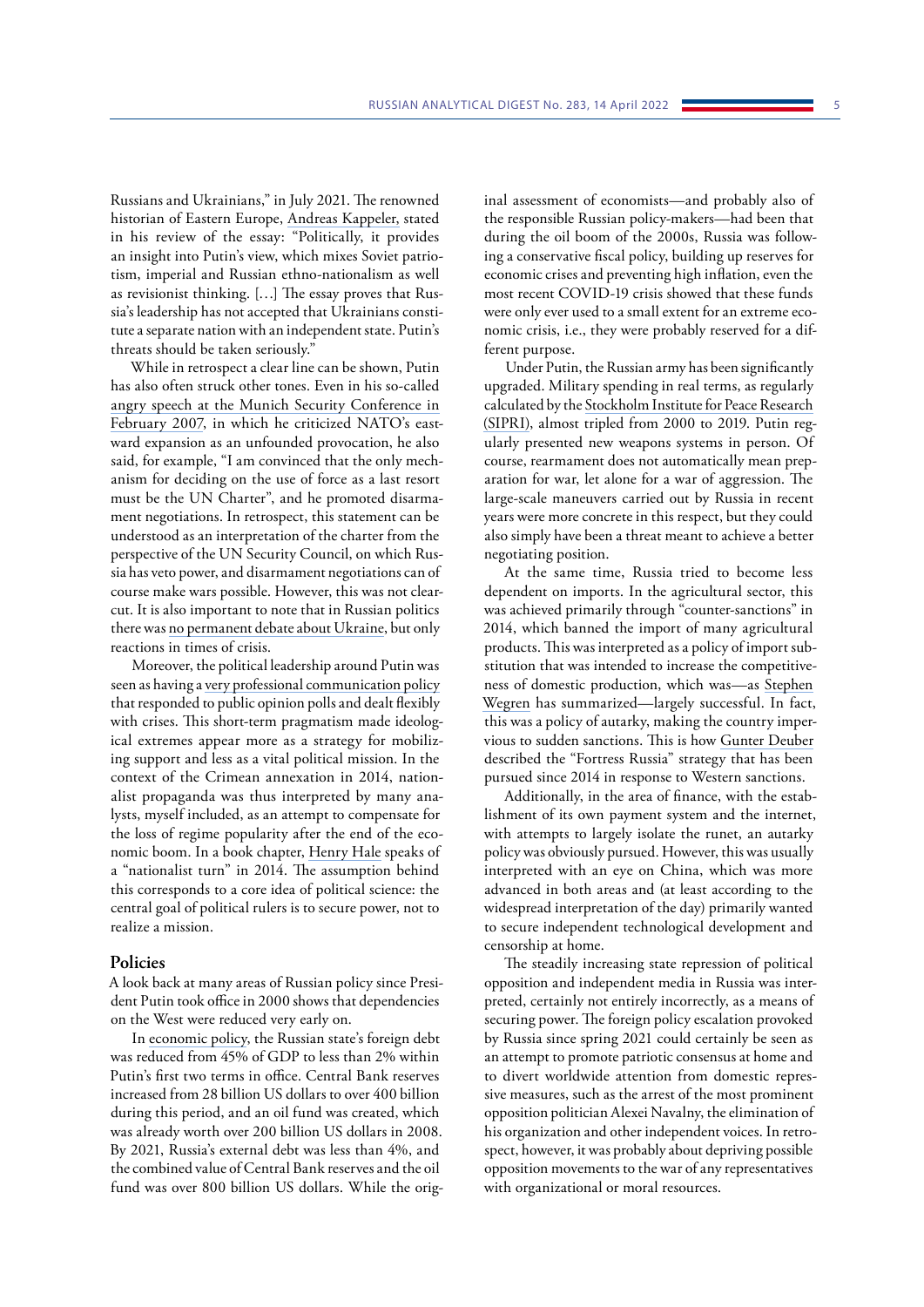Russians and Ukrainians," in July 2021. The renowned historian of Eastern Europe, Andreas Kappeler, stated in his review of the essay: "Politically, it provides an insight into Putin's view, which mixes Soviet patriotism, imperial and Russian ethno-nationalism as well as revisionist thinking. […] The essay proves that Russia's leadership has not accepted that Ukrainians constitute a separate nation with an independent state. Putin's threats should be taken seriously."

While in retrospect a clear line can be shown, Putin has also often struck other tones. Even in his so-called angry speech at the Munich Security Conference in February 2007, in which he criticized NATO's eastward expansion as an unfounded provocation, he also said, for example, "I am convinced that the only mechanism for deciding on the use of force as a last resort must be the UN Charter", and he promoted disarmament negotiations. In retrospect, this statement can be understood as an interpretation of the charter from the perspective of the UN Security Council, on which Russia has veto power, and disarmament negotiations can of course make wars possible. However, this was not clear-cut. It is also important to note that in Russian politics there was no permanent debate about Ukraine, but only reactions in times of crisis.

Moreover, the political leadership around Putin was seen as having a very professional communication policy that responded to public opinion polls and dealt flexibly with crises. This short-term pragmatism made ideological extremes appear more as a strategy for mobilizing support and less as a vital political mission. In the context of the Crimean annexation in 2014, nationalist propaganda was thus interpreted by many analysts, myself included, as an attempt to compensate for the loss of regime popularity after the end of the economic boom. In a book chapter, Henry Hale speaks of a "nationalist turn" in 2014. The assumption behind this corresponds to a core idea of political science: the central goal of political rulers is to secure power, not to realize a mission.

## Policies

A look back at many areas of Russian policy since President Putin took office in 2000 shows that dependencies on the West were reduced very early on.

In economic policy, the Russian state's foreign debt was reduced from 45% of GDP to less than 2% within Putin's first two terms in office. Central Bank reserves increased from 28 billion US dollars to over 400 billion during this period, and an oil fund was created, which was already worth over 200 billion US dollars in 2008. By 2021, Russia's external debt was less than 4%, and the combined value of Central Bank reserves and the oil fund was over 800 billion US dollars. While the original assessment of economists—and probably also of the responsible Russian policy-makers—had been that during the oil boom of the 2000s, Russia was following a conservative fiscal policy, building up reserves for economic crises and preventing high inflation, even the most recent COVID-19 crisis showed that these funds were only ever used to a small extent for an extreme economic crisis, i.e., they were probably reserved for a different purpose.

Under Putin, the Russian army has been significantly upgraded. Military spending in real terms, as regularly calculated by the Stockholm Institute for Peace Research (SIPRI), almost tripled from 2000 to 2019. Putin regularly presented new weapons systems in person. Of course, rearmament does not automatically mean preparation for war, let alone for a war of aggression. The large-scale maneuvers carried out by Russia in recent years were more concrete in this respect, but they could also simply have been a threat meant to achieve a better negotiating position.

At the same time, Russia tried to become less dependent on imports. In the agricultural sector, this was achieved primarily through "counter-sanctions" in 2014, which banned the import of many agricultural products. This was interpreted as a policy of import substitution that was intended to increase the competitiveness of domestic production, which was—as Stephen Wegren has summarized—largely successful. In fact, this was a policy of autarky, making the country impervious to sudden sanctions. This is how Gunter Deuber described the "Fortress Russia" strategy that has been pursued since 2014 in response to Western sanctions.

Additionally, in the area of finance, with the establishment of its own payment system and the internet, with attempts to largely isolate the runet, an autarky policy was obviously pursued. However, this was usually interpreted with an eye on China, which was more advanced in both areas and (at least according to the widespread interpretation of the day) primarily wanted to secure independent technological development and censorship at home.

The steadily increasing state repression of political opposition and independent media in Russia was interpreted, certainly not entirely incorrectly, as a means of securing power. The foreign policy escalation provoked by Russia since spring 2021 could certainly be seen as an attempt to promote patriotic consensus at home and to divert worldwide attention from domestic repressive measures, such as the arrest of the most prominent opposition politician Alexei Navalny, the elimination of his organization and other independent voices. In retrospect, however, it was probably about depriving possible opposition movements to the war of any representatives with organizational or moral resources.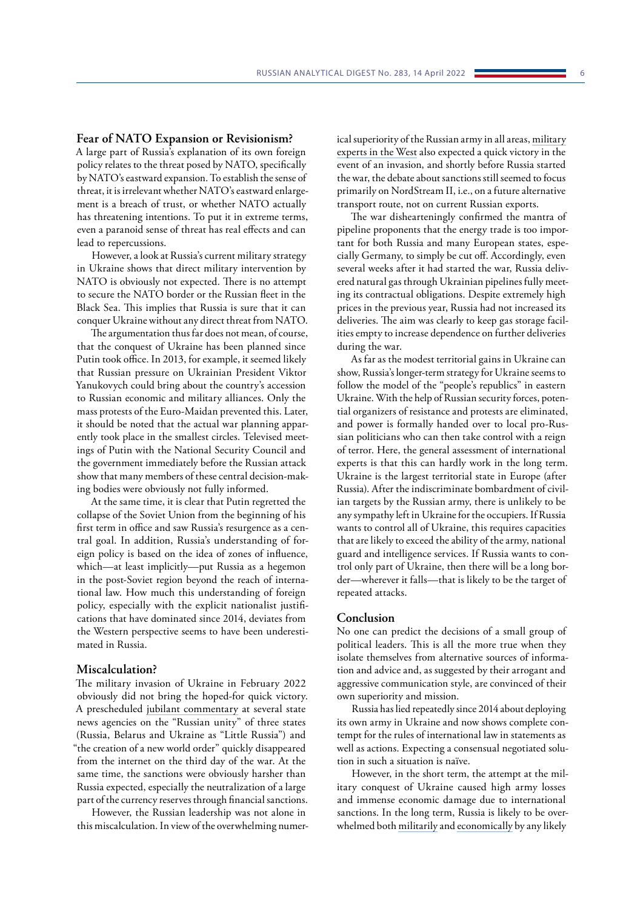## Fear of NATO Expansion or Revisionism?

A large part of Russia's explanation of its own foreign policy relates to the threat posed by NATO, specifically by NATO's eastward expansion. To establish the sense of threat, it is irrelevant whether NATO's eastward enlargement is a breach of trust, or whether NATO actually has threatening intentions. To put it in extreme terms, even a paranoid sense of threat has real effects and can lead to repercussions.

However, a look at Russia's current military strategy in Ukraine shows that direct military intervention by NATO is obviously not expected. There is no attempt to secure the NATO border or the Russian fleet in the Black Sea. This implies that Russia is sure that it can conquer Ukraine without any direct threat from NATO.

The argumentation thus far does not mean, of course, that the conquest of Ukraine has been planned since Putin took office. In 2013, for example, it seemed likely that Russian pressure on Ukrainian President Viktor Yanukovych could bring about the country's accession to Russian economic and military alliances. Only the mass protests of the Euro-Maidan prevented this. Later, it should be noted that the actual war planning apparently took place in the smallest circles. Televised meetings of Putin with the National Security Council and the government immediately before the Russian attack show that many members of these central decision-making bodies were obviously not fully informed.

At the same time, it is clear that Putin regretted the collapse of the Soviet Union from the beginning of his first term in office and saw Russia's resurgence as a central goal. In addition, Russia's understanding of foreign policy is based on the idea of zones of influence, which—at least implicitly—put Russia as a hegemon in the post-Soviet region beyond the reach of international law. How much this understanding of foreign policy, especially with the explicit nationalist justifications that have dominated since 2014, deviates from the Western perspective seems to have been underestimated in Russia.

## Miscalculation?

The military invasion of Ukraine in February 2022 obviously did not bring the hoped-for quick victory. A prescheduled jubilant commentary at several state news agencies on the "Russian unity" of three states (Russia, Belarus and Ukraine as "Little Russia") and "the creation of a new world order" quickly disappeared from the internet on the third day of the war. At the same time, the sanctions were obviously harsher than Russia expected, especially the neutralization of a large part of the currency reserves through financial sanctions.

However, the Russian leadership was not alone in this miscalculation. In view of the overwhelming numerical superiority of the Russian army in all areas, military experts in the West also expected a quick victory in the event of an invasion, and shortly before Russia started the war, the debate about sanctions still seemed to focus primarily on NordStream II, i.e., on a future alternative transport route, not on current Russian exports.

The war dishearteningly confirmed the mantra of pipeline proponents that the energy trade is too important for both Russia and many European states, especially Germany, to simply be cut off. Accordingly, even several weeks after it had started the war, Russia delivered natural gas through Ukrainian pipelines fully meeting its contractual obligations. Despite extremely high prices in the previous year, Russia had not increased its deliveries. The aim was clearly to keep gas storage facilities empty to increase dependence on further deliveries during the war.

As far as the modest territorial gains in Ukraine can show, Russia's longer-term strategy for Ukraine seems to follow the model of the "people's republics" in eastern Ukraine. With the help of Russian security forces, potential organizers of resistance and protests are eliminated, and power is formally handed over to local pro-Russian politicians who can then take control with a reign of terror. Here, the general assessment of international experts is that this can hardly work in the long term. Ukraine is the largest territorial state in Europe (after Russia). After the indiscriminate bombardment of civilian targets by the Russian army, there is unlikely to be any sympathy left in Ukraine for the occupiers. If Russia wants to control all of Ukraine, this requires capacities that are likely to exceed the ability of the army, national guard and intelligence services. If Russia wants to control only part of Ukraine, then there will be a long border—wherever it falls—that is likely to be the target of repeated attacks.

## Conclusion

No one can predict the decisions of a small group of political leaders. This is all the more true when they isolate themselves from alternative sources of information and advice and, as suggested by their arrogant and aggressive communication style, are convinced of their own superiority and mission.

Russia has lied repeatedly since 2014 about deploying its own army in Ukraine and now shows complete contempt for the rules of international law in statements as well as actions. Expecting a consensual negotiated solution in such a situation is naïve.

However, in the short term, the attempt at the military conquest of Ukraine caused high army losses and immense economic damage due to international sanctions. In the long term, Russia is likely to be overwhelmed both militarily and economically by any likely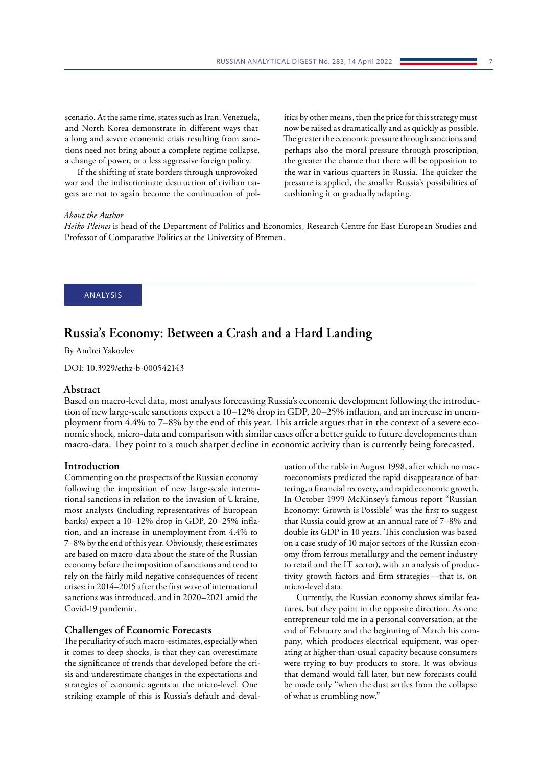scenario. At the same time, states such as Iran, Venezuela, and North Korea demonstrate in different ways that a long and severe economic crisis resulting from sanctions need not bring about a complete regime collapse, a change of power, or a less aggressive foreign policy.

If the shifting of state borders through unprovoked war and the indiscriminate destruction of civilian targets are not to again become the continuation of politics by other means, then the price for this strategy must now be raised as dramatically and as quickly as possible. The greater the economic pressure through sanctions and perhaps also the moral pressure through proscription, the greater the chance that there will be opposition to the war in various quarters in Russia. The quicker the pressure is applied, the smaller Russia's possibilities of cushioning it or gradually adapting.

*About the Author*

*Heiko Pleines* is head of the Department of Politics and Economics, Research Centre for East European Studies and Professor of Comparative Politics at the University of Bremen.

ANALYSIS

# Russia's Economy: Between a Crash and a Hard Landing

By Andrei Yakovlev

DOI: 10.3929/ethz-b-000542143

## Abstract

Based on macro-level data, most analysts forecasting Russia's economic development following the introduction of new large-scale sanctions expect a 10–12% drop in GDP, 20–25% inflation, and an increase in unemployment from 4.4% to 7–8% by the end of this year. This article argues that in the context of a severe economic shock, micro-data and comparison with similar cases offer a better guide to future developments than macro-data. They point to a much sharper decline in economic activity than is currently being forecasted.

## Introduction

Commenting on the prospects of the Russian economy following the imposition of new large-scale international sanctions in relation to the invasion of Ukraine, most analysts (including representatives of European banks) expect a 10–12% drop in GDP, 20–25% inflation, and an increase in unemployment from 4.4% to 7–8% by the end of this year. Obviously, these estimates are based on macro-data about the state of the Russian economy before the imposition of sanctions and tend to rely on the fairly mild negative consequences of recent crises: in 2014–2015 after the first wave of international sanctions was introduced, and in 2020–2021 amid the Covid-19 pandemic.

## Challenges of Economic Forecasts

The peculiarity of such macro-estimates, especially when it comes to deep shocks, is that they can overestimate the significance of trends that developed before the crisis and underestimate changes in the expectations and strategies of economic agents at the micro-level. One striking example of this is Russia's default and devaluation of the ruble in August 1998, after which no macroeconomists predicted the rapid disappearance of bartering, a financial recovery, and rapid economic growth. In October 1999 McKinsey's famous report "Russian Economy: Growth is Possible" was the first to suggest that Russia could grow at an annual rate of 7–8% and double its GDP in 10 years. This conclusion was based on a case study of 10 major sectors of the Russian economy (from ferrous metallurgy and the cement industry to retail and the IT sector), with an analysis of productivity growth factors and firm strategies—that is, on micro-level data.

Currently, the Russian economy shows similar features, but they point in the opposite direction. As one entrepreneur told me in a personal conversation, at the end of February and the beginning of March his company, which produces electrical equipment, was operating at higher-than-usual capacity because consumers were trying to buy products to store. It was obvious that demand would fall later, but new forecasts could be made only "when the dust settles from the collapse of what is crumbling now."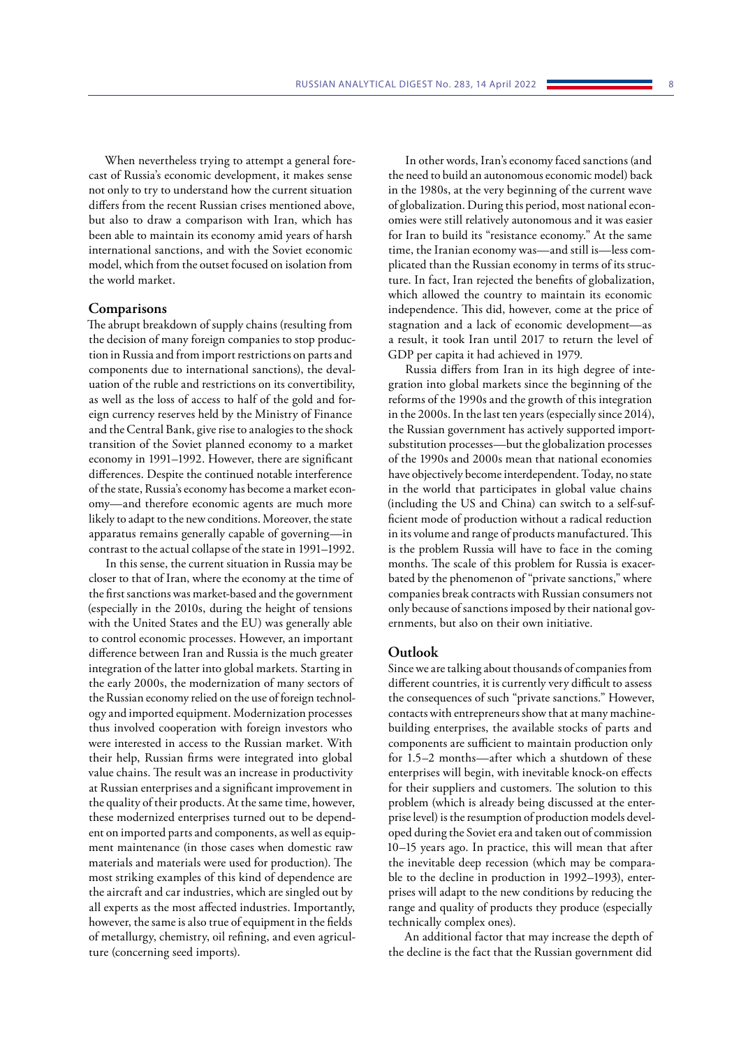When nevertheless trying to attempt a general forecast of Russia's economic development, it makes sense not only to try to understand how the current situation differs from the recent Russian crises mentioned above, but also to draw a comparison with Iran, which has been able to maintain its economy amid years of harsh international sanctions, and with the Soviet economic model, which from the outset focused on isolation from the world market.

## Comparisons

The abrupt breakdown of supply chains (resulting from the decision of many foreign companies to stop production in Russia and from import restrictions on parts and components due to international sanctions), the devaluation of the ruble and restrictions on its convertibility, as well as the loss of access to half of the gold and foreign currency reserves held by the Ministry of Finance and the Central Bank, give rise to analogies to the shock transition of the Soviet planned economy to a market economy in 1991–1992. However, there are significant differences. Despite the continued notable interference of the state, Russia's economy has become a market economy—and therefore economic agents are much more likely to adapt to the new conditions. Moreover, the state apparatus remains generally capable of governing—in contrast to the actual collapse of the state in 1991–1992.

In this sense, the current situation in Russia may be closer to that of Iran, where the economy at the time of the first sanctions was market-based and the government (especially in the 2010s, during the height of tensions with the United States and the EU) was generally able to control economic processes. However, an important difference between Iran and Russia is the much greater integration of the latter into global markets. Starting in the early 2000s, the modernization of many sectors of the Russian economy relied on the use of foreign technology and imported equipment. Modernization processes thus involved cooperation with foreign investors who were interested in access to the Russian market. With their help, Russian firms were integrated into global value chains. The result was an increase in productivity at Russian enterprises and a significant improvement in the quality of their products. At the same time, however, these modernized enterprises turned out to be dependent on imported parts and components, as well as equipment maintenance (in those cases when domestic raw materials and materials were used for production). The most striking examples of this kind of dependence are the aircraft and car industries, which are singled out by all experts as the most affected industries. Importantly, however, the same is also true of equipment in the fields of metallurgy, chemistry, oil refining, and even agriculture (concerning seed imports).

In other words, Iran's economy faced sanctions (and the need to build an autonomous economic model) back in the 1980s, at the very beginning of the current wave of globalization. During this period, most national economies were still relatively autonomous and it was easier for Iran to build its "resistance economy." At the same time, the Iranian economy was—and still is—less complicated than the Russian economy in terms of its structure. In fact, Iran rejected the benefits of globalization, which allowed the country to maintain its economic independence. This did, however, come at the price of stagnation and a lack of economic development—as a result, it took Iran until 2017 to return the level of GDP per capita it had achieved in 1979.

Russia differs from Iran in its high degree of integration into global markets since the beginning of the reforms of the 1990s and the growth of this integration in the 2000s. In the last ten years (especially since 2014), the Russian government has actively supported import-substitution processes—but the globalization processes of the 1990s and 2000s mean that national economies have objectively become interdependent. Today, no state in the world that participates in global value chains (including the US and China) can switch to a self-sufficient mode of production without a radical reduction in its volume and range of products manufactured. This is the problem Russia will have to face in the coming months. The scale of this problem for Russia is exacerbated by the phenomenon of "private sanctions," where companies break contracts with Russian consumers not only because of sanctions imposed by their national governments, but also on their own initiative.

## Outlook

Since we are talking about thousands of companies from different countries, it is currently very difficult to assess the consequences of such "private sanctions." However, contacts with entrepreneurs show that at many machine-building enterprises, the available stocks of parts and components are sufficient to maintain production only for 1.5–2 months—after which a shutdown of these enterprises will begin, with inevitable knock-on effects for their suppliers and customers. The solution to this problem (which is already being discussed at the enterprise level) is the resumption of production models developed during the Soviet era and taken out of commission 10–15 years ago. In practice, this will mean that after the inevitable deep recession (which may be comparable to the decline in production in 1992–1993), enterprises will adapt to the new conditions by reducing the range and quality of products they produce (especially technically complex ones).

An additional factor that may increase the depth of the decline is the fact that the Russian government did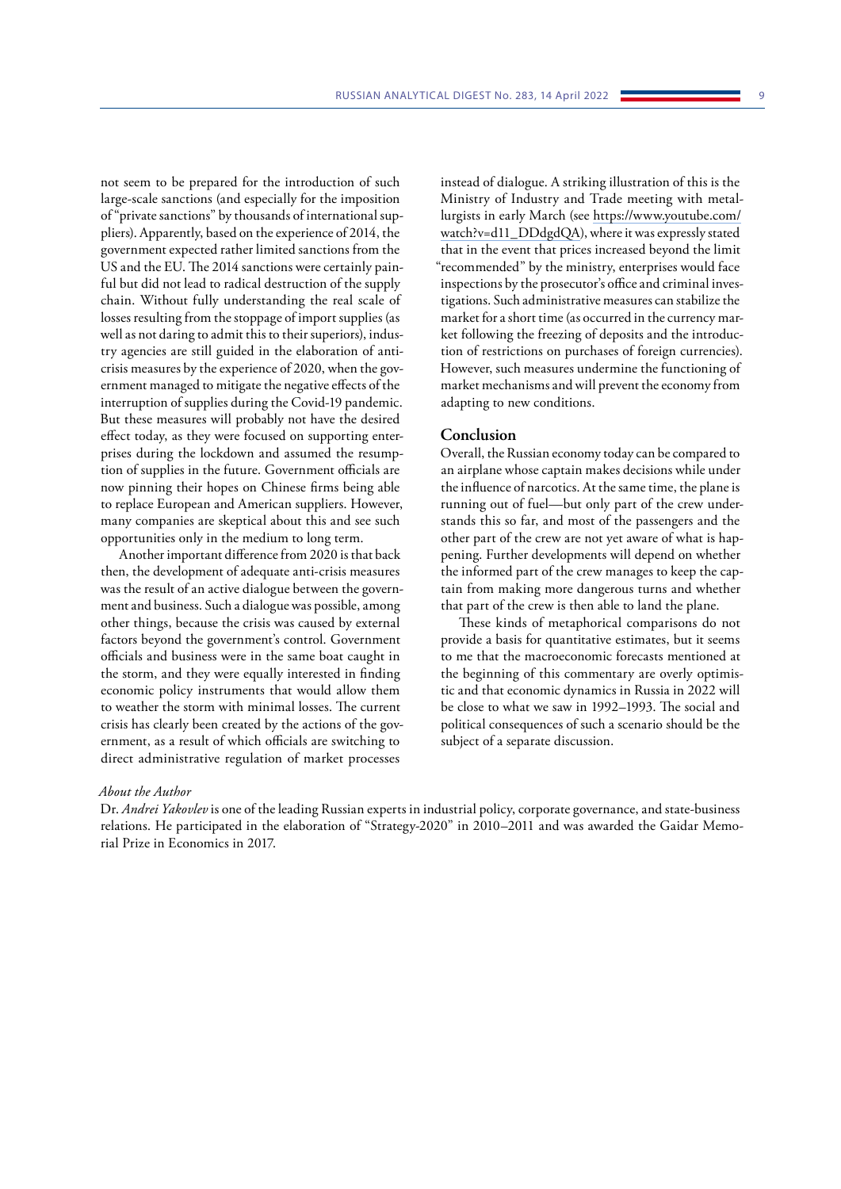not seem to be prepared for the introduction of such large-scale sanctions (and especially for the imposition of "private sanctions" by thousands of international suppliers). Apparently, based on the experience of 2014, the government expected rather limited sanctions from the US and the EU. The 2014 sanctions were certainly painful but did not lead to radical destruction of the supply chain. Without fully understanding the real scale of losses resulting from the stoppage of import supplies (as well as not daring to admit this to their superiors), industry agencies are still guided in the elaboration of anti-crisis measures by the experience of 2020, when the government managed to mitigate the negative effects of the interruption of supplies during the Covid-19 pandemic. But these measures will probably not have the desired effect today, as they were focused on supporting enterprises during the lockdown and assumed the resumption of supplies in the future. Government officials are now pinning their hopes on Chinese firms being able to replace European and American suppliers. However, many companies are skeptical about this and see such opportunities only in the medium to long term.

Another important difference from 2020 is that back then, the development of adequate anti-crisis measures was the result of an active dialogue between the government and business. Such a dialogue was possible, among other things, because the crisis was caused by external factors beyond the government's control. Government officials and business were in the same boat caught in the storm, and they were equally interested in finding economic policy instruments that would allow them to weather the storm with minimal losses. The current crisis has clearly been created by the actions of the government, as a result of which officials are switching to direct administrative regulation of market processes instead of dialogue. A striking illustration of this is the Ministry of Industry and Trade meeting with metallurgists in early March (see https://www.youtube.com/watch?v=d11_DDdgdQA), where it was expressly stated that in the event that prices increased beyond the limit "recommended" by the ministry, enterprises would face inspections by the prosecutor's office and criminal investigations. Such administrative measures can stabilize the market for a short time (as occurred in the currency market following the freezing of deposits and the introduction of restrictions on purchases of foreign currencies). However, such measures undermine the functioning of market mechanisms and will prevent the economy from adapting to new conditions.

## Conclusion

Overall, the Russian economy today can be compared to an airplane whose captain makes decisions while under the influence of narcotics. At the same time, the plane is running out of fuel—but only part of the crew understands this so far, and most of the passengers and the other part of the crew are not yet aware of what is happening. Further developments will depend on whether the informed part of the crew manages to keep the captain from making more dangerous turns and whether that part of the crew is then able to land the plane.

These kinds of metaphorical comparisons do not provide a basis for quantitative estimates, but it seems to me that the macroeconomic forecasts mentioned at the beginning of this commentary are overly optimistic and that economic dynamics in Russia in 2022 will be close to what we saw in 1992–1993. The social and political consequences of such a scenario should be the subject of a separate discussion.

*About the Author*

Dr. *Andrei Yakovlev* is one of the leading Russian experts in industrial policy, corporate governance, and state-business relations. He participated in the elaboration of "Strategy-2020" in 2010–2011 and was awarded the Gaidar Memorial Prize in Economics in 2017.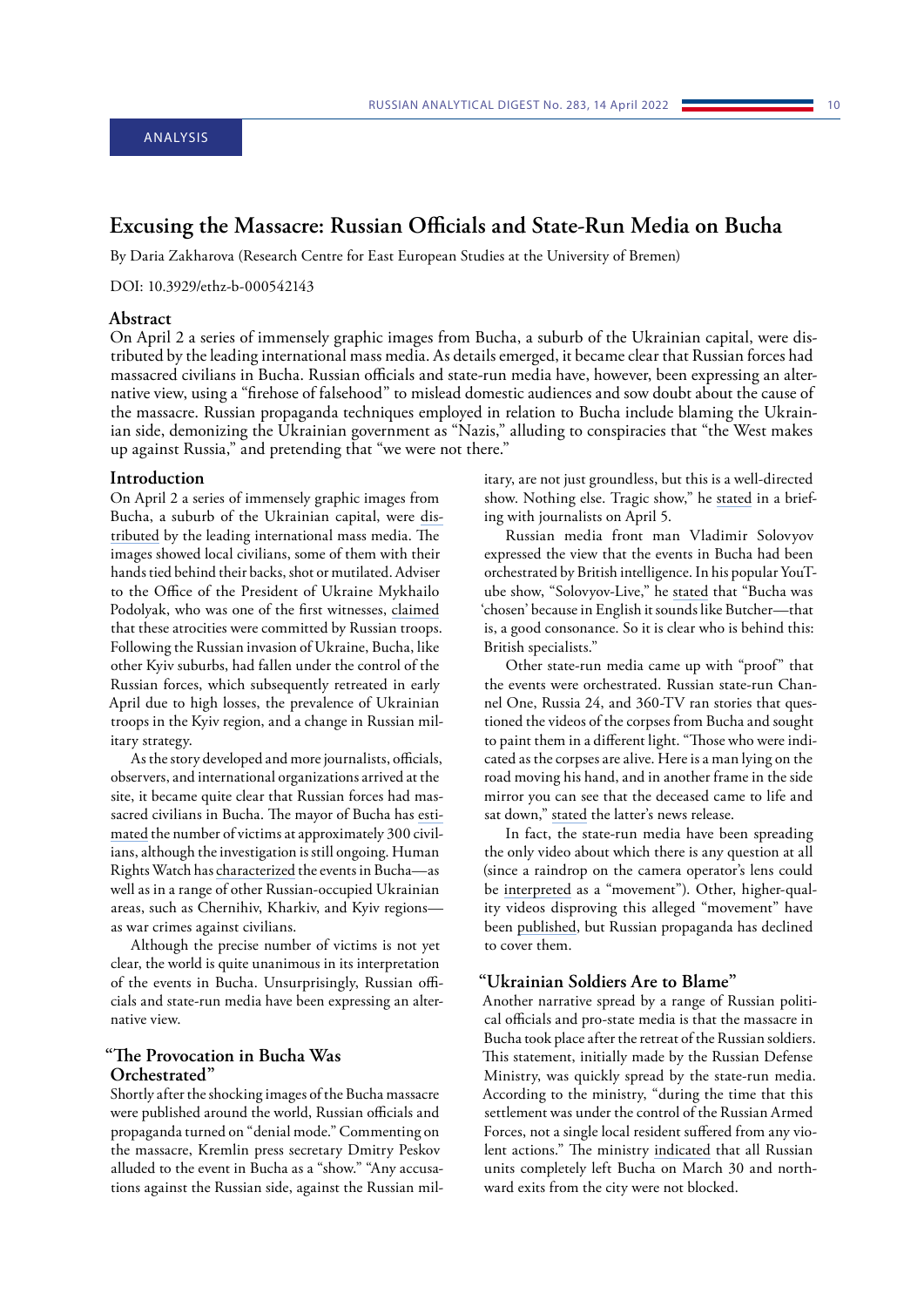ANALYSIS

# Excusing the Massacre: Russian Officials and State-Run Media on Bucha

By Daria Zakharova (Research Centre for East European Studies at the University of Bremen)

DOI: 10.3929/ethz-b-000542143

## Abstract

On April 2 a series of immensely graphic images from Bucha, a suburb of the Ukrainian capital, were distributed by the leading international mass media. As details emerged, it became clear that Russian forces had massacred civilians in Bucha. Russian officials and state-run media have, however, been expressing an alternative view, using a "firehose of falsehood" to mislead domestic audiences and sow doubt about the cause of the massacre. Russian propaganda techniques employed in relation to Bucha include blaming the Ukrainian side, demonizing the Ukrainian government as "Nazis," alluding to conspiracies that "the West makes up against Russia," and pretending that "we were not there."

## Introduction

On April 2 a series of immensely graphic images from Bucha, a suburb of the Ukrainian capital, were distributed by the leading international mass media. The images showed local civilians, some of them with their hands tied behind their backs, shot or mutilated. Adviser to the Office of the President of Ukraine Mykhailo Podolyak, who was one of the first witnesses, claimed that these atrocities were committed by Russian troops. Following the Russian invasion of Ukraine, Bucha, like other Kyiv suburbs, had fallen under the control of the Russian forces, which subsequently retreated in early April due to high losses, the prevalence of Ukrainian troops in the Kyiv region, and a change in Russian military strategy.

As the story developed and more journalists, officials, observers, and international organizations arrived at the site, it became quite clear that Russian forces had massacred civilians in Bucha. The mayor of Bucha has estimated the number of victims at approximately 300 civilians, although the investigation is still ongoing. Human Rights Watch has characterized the events in Bucha—as well as in a range of other Russian-occupied Ukrainian areas, such as Chernihiv, Kharkiv, and Kyiv regions—as war crimes against civilians.

Although the precise number of victims is not yet clear, the world is quite unanimous in its interpretation of the events in Bucha. Unsurprisingly, Russian officials and state-run media have been expressing an alternative view.

## "The Provocation in Bucha Was Orchestrated"

Shortly after the shocking images of the Bucha massacre were published around the world, Russian officials and propaganda turned on "denial mode." Commenting on the massacre, Kremlin press secretary Dmitry Peskov alluded to the event in Bucha as a "show." "Any accusations against the Russian side, against the Russian military, are not just groundless, but this is a well-directed show. Nothing else. Tragic show," he stated in a briefing with journalists on April 5.

Russian media front man Vladimir Solovyov expressed the view that the events in Bucha had been orchestrated by British intelligence. In his popular YouTube show, "Solovyov-Live," he stated that "Bucha was 'chosen' because in English it sounds like Butcher—that is, a good consonance. So it is clear who is behind this: British specialists."

Other state-run media came up with "proof" that the events were orchestrated. Russian state-run Channel One, Russia 24, and 360-TV ran stories that questioned the videos of the corpses from Bucha and sought to paint them in a different light. "Those who were indicated as the corpses are alive. Here is a man lying on the road moving his hand, and in another frame in the side mirror you can see that the deceased came to life and sat down," stated the latter's news release.

In fact, the state-run media have been spreading the only video about which there is any question at all (since a raindrop on the camera operator's lens could be interpreted as a "movement"). Other, higher-quality videos disproving this alleged "movement" have been published, but Russian propaganda has declined to cover them.

## "Ukrainian Soldiers Are to Blame"

Another narrative spread by a range of Russian political officials and pro-state media is that the massacre in Bucha took place after the retreat of the Russian soldiers. This statement, initially made by the Russian Defense Ministry, was quickly spread by the state-run media. According to the ministry, "during the time that this settlement was under the control of the Russian Armed Forces, not a single local resident suffered from any violent actions." The ministry indicated that all Russian units completely left Bucha on March 30 and northward exits from the city were not blocked.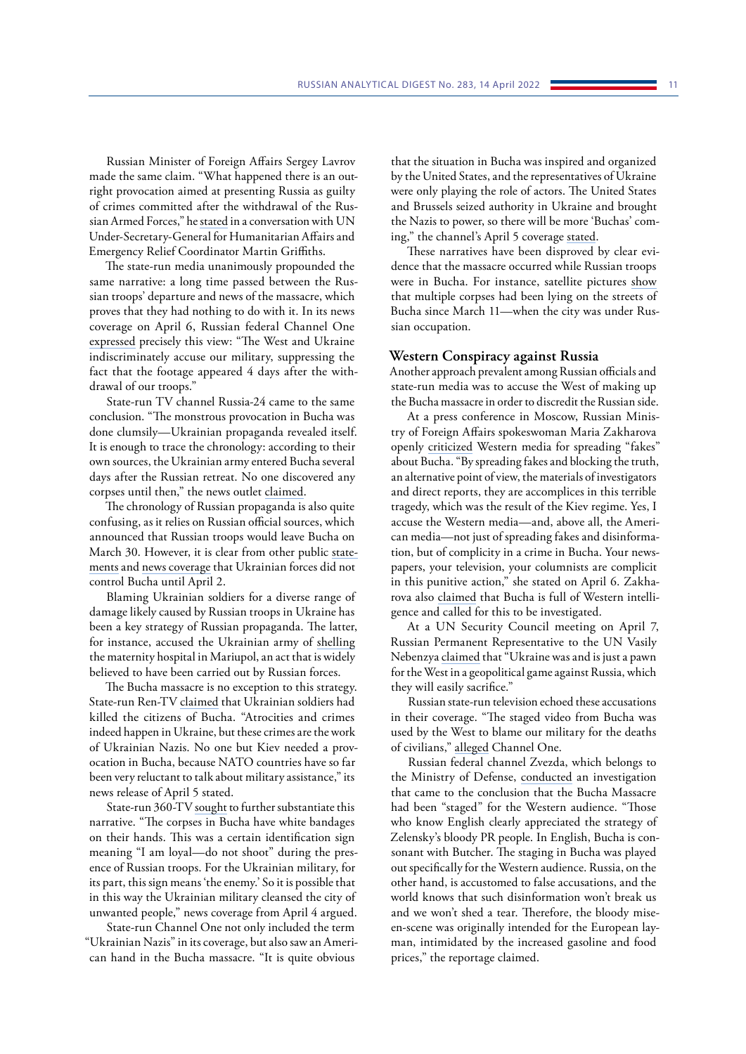Russian Minister of Foreign Affairs Sergey Lavrov made the same claim. "What happened there is an outright provocation aimed at presenting Russia as guilty of crimes committed after the withdrawal of the Russian Armed Forces," he stated in a conversation with UN Under-Secretary-General for Humanitarian Affairs and Emergency Relief Coordinator Martin Griffiths.

The state-run media unanimously propounded the same narrative: a long time passed between the Russian troops' departure and news of the massacre, which proves that they had nothing to do with it. In its news coverage on April 6, Russian federal Channel One expressed precisely this view: "The West and Ukraine indiscriminately accuse our military, suppressing the fact that the footage appeared 4 days after the withdrawal of our troops."

State-run TV channel Russia-24 came to the same conclusion. "The monstrous provocation in Bucha was done clumsily—Ukrainian propaganda revealed itself. It is enough to trace the chronology: according to their own sources, the Ukrainian army entered Bucha several days after the Russian retreat. No one discovered any corpses until then," the news outlet claimed.

The chronology of Russian propaganda is also quite confusing, as it relies on Russian official sources, which announced that Russian troops would leave Bucha on March 30. However, it is clear from other public statements and news coverage that Ukrainian forces did not control Bucha until April 2.

Blaming Ukrainian soldiers for a diverse range of damage likely caused by Russian troops in Ukraine has been a key strategy of Russian propaganda. The latter, for instance, accused the Ukrainian army of shelling the maternity hospital in Mariupol, an act that is widely believed to have been carried out by Russian forces.

The Bucha massacre is no exception to this strategy. State-run Ren-TV claimed that Ukrainian soldiers had killed the citizens of Bucha. "Atrocities and crimes indeed happen in Ukraine, but these crimes are the work of Ukrainian Nazis. No one but Kiev needed a provocation in Bucha, because NATO countries have so far been very reluctant to talk about military assistance," its news release of April 5 stated.

State-run 360-TV sought to further substantiate this narrative. "The corpses in Bucha have white bandages on their hands. This was a certain identification sign meaning "I am loyal—do not shoot" during the presence of Russian troops. For the Ukrainian military, for its part, this sign means 'the enemy.' So it is possible that in this way the Ukrainian military cleansed the city of unwanted people," news coverage from April 4 argued.

State-run Channel One not only included the term "Ukrainian Nazis" in its coverage, but also saw an American hand in the Bucha massacre. "It is quite obvious that the situation in Bucha was inspired and organized by the United States, and the representatives of Ukraine were only playing the role of actors. The United States and Brussels seized authority in Ukraine and brought the Nazis to power, so there will be more 'Buchas' coming," the channel's April 5 coverage stated.

These narratives have been disproved by clear evidence that the massacre occurred while Russian troops were in Bucha. For instance, satellite pictures show that multiple corpses had been lying on the streets of Bucha since March 11—when the city was under Russian occupation.

## Western Conspiracy against Russia

Another approach prevalent among Russian officials and state-run media was to accuse the West of making up the Bucha massacre in order to discredit the Russian side.

At a press conference in Moscow, Russian Ministry of Foreign Affairs spokeswoman Maria Zakharova openly criticized Western media for spreading "fakes" about Bucha. "By spreading fakes and blocking the truth, an alternative point of view, the materials of investigators and direct reports, they are accomplices in this terrible tragedy, which was the result of the Kiev regime. Yes, I accuse the Western media—and, above all, the American media—not just of spreading fakes and disinformation, but of complicity in a crime in Bucha. Your newspapers, your television, your columnists are complicit in this punitive action," she stated on April 6. Zakharova also claimed that Bucha is full of Western intelligence and called for this to be investigated.

At a UN Security Council meeting on April 7, Russian Permanent Representative to the UN Vasily Nebenzya claimed that "Ukraine was and is just a pawn for the West in a geopolitical game against Russia, which they will easily sacrifice."

Russian state-run television echoed these accusations in their coverage. "The staged video from Bucha was used by the West to blame our military for the deaths of civilians," alleged Channel One.

Russian federal channel Zvezda, which belongs to the Ministry of Defense, conducted an investigation that came to the conclusion that the Bucha Massacre had been "staged" for the Western audience. "Those who know English clearly appreciated the strategy of Zelensky's bloody PR people. In English, Bucha is consonant with Butcher. The staging in Bucha was played out specifically for the Western audience. Russia, on the other hand, is accustomed to false accusations, and the world knows that such disinformation won't break us and we won't shed a tear. Therefore, the bloody mise-en-scene was originally intended for the European layman, intimidated by the increased gasoline and food prices," the reportage claimed.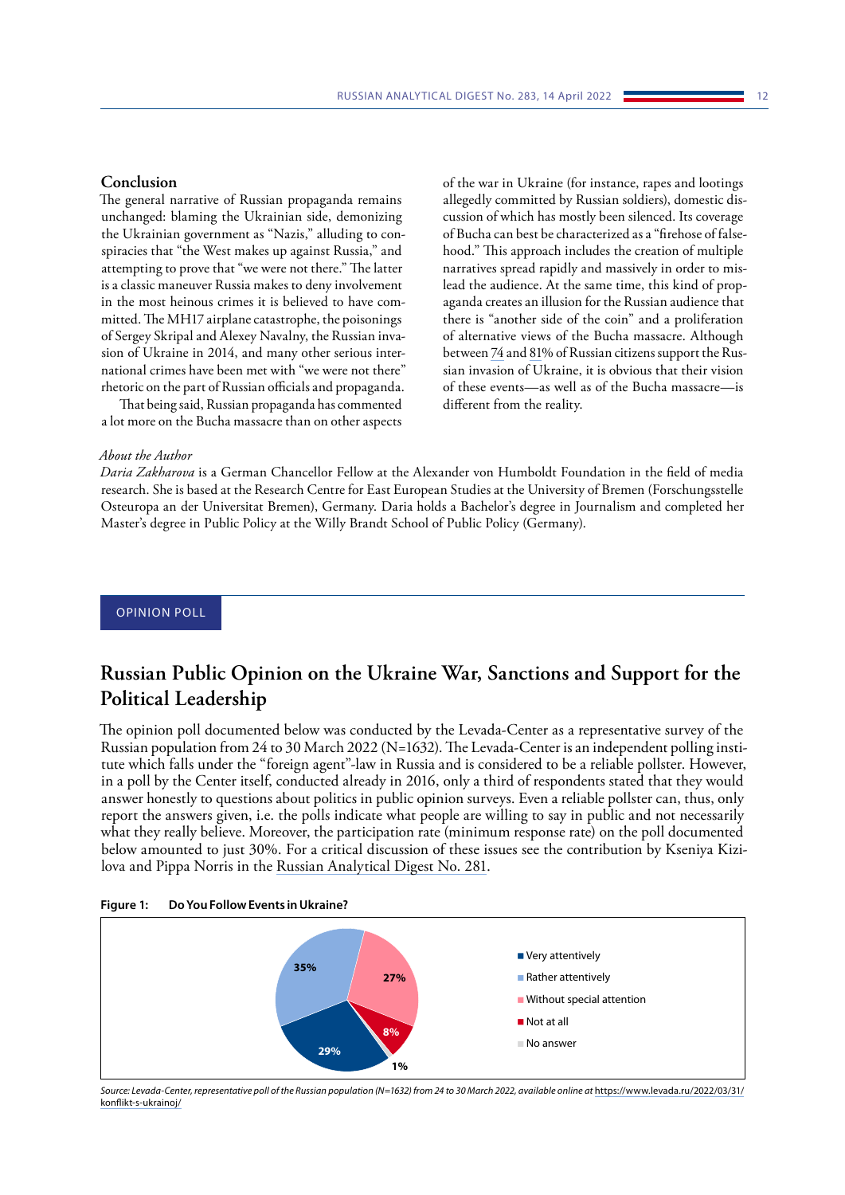## Conclusion

The general narrative of Russian propaganda remains unchanged: blaming the Ukrainian side, demonizing the Ukrainian government as "Nazis," alluding to conspiracies that "the West makes up against Russia," and attempting to prove that "we were not there." The latter is a classic maneuver Russia makes to deny involvement in the most heinous crimes it is believed to have committed. The MH17 airplane catastrophe, the poisonings of Sergey Skripal and Alexey Navalny, the Russian invasion of Ukraine in 2014, and many other serious international crimes have been met with "we were not there" rhetoric on the part of Russian officials and propaganda.

That being said, Russian propaganda has commented a lot more on the Bucha massacre than on other aspects of the war in Ukraine (for instance, rapes and lootings allegedly committed by Russian soldiers), domestic discussion of which has mostly been silenced. Its coverage of Bucha can best be characterized as a "firehose of falsehood." This approach includes the creation of multiple narratives spread rapidly and massively in order to mislead the audience. At the same time, this kind of propaganda creates an illusion for the Russian audience that there is "another side of the coin" and a proliferation of alternative views of the Bucha massacre. Although between 74 and 81% of Russian citizens support the Russian invasion of Ukraine, it is obvious that their vision of these events—as well as of the Bucha massacre—is different from the reality.

*About the Author*

*Daria Zakharova* is a German Chancellor Fellow at the Alexander von Humboldt Foundation in the field of media research. She is based at the Research Centre for East European Studies at the University of Bremen (Forschungsstelle Osteuropa an der Universitat Bremen), Germany. Daria holds a Bachelor's degree in Journalism and completed her Master's degree in Public Policy at the Willy Brandt School of Public Policy (Germany).

OPINION POLL

# Russian Public Opinion on the Ukraine War, Sanctions and Support for the Political Leadership

The opinion poll documented below was conducted by the Levada-Center as a representative survey of the Russian population from 24 to 30 March 2022 (N=1632). The Levada-Center is an independent polling institute which falls under the "foreign agent"-law in Russia and is considered to be a reliable pollster. However, in a poll by the Center itself, conducted already in 2016, only a third of respondents stated that they would answer honestly to questions about politics in public opinion surveys. Even a reliable pollster can, thus, only report the answers given, i.e. the polls indicate what people are willing to say in public and not necessarily what they really believe. Moreover, the participation rate (minimum response rate) on the poll documented below amounted to just 30%. For a critical discussion of these issues see the contribution by Kseniya Kizilova and Pippa Norris in the Russian Analytical Digest No. 281.

**Figure 1: Do You Follow Events in Ukraine?**

| Answer | Share |
|---|---|
| Very attentively | 29% |
| Rather attentively | 35% |
| Without special attention | 27% |
| Not at all | 8% |
| No answer | 1% |

*Source: Levada-Center, representative poll of the Russian population (N=1632) from 24 to 30 March 2022, available online at* https://www.levada.ru/2022/03/31/konflikt-s-ukrainoj/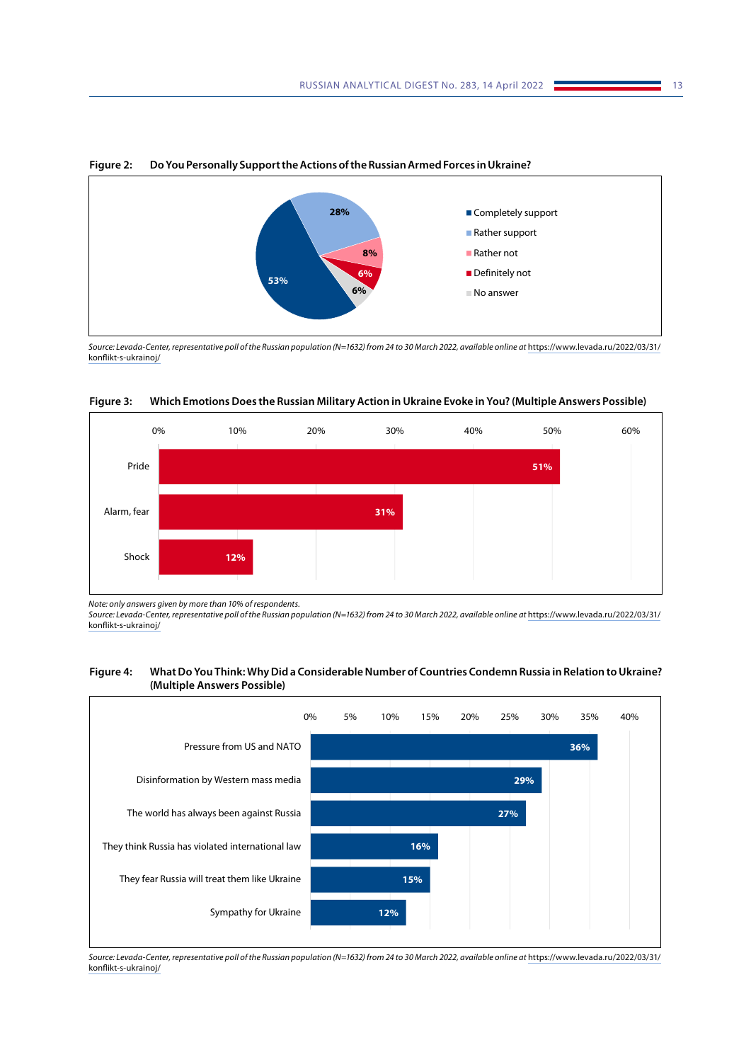**Figure 2: Do You Personally Support the Actions of the Russian Armed Forces in Ukraine?**

| Answer | % |
|---|---|
| Completely support | 53% |
| Rather support | 28% |
| Rather not | 8% |
| Definitely not | 6% |
| No answer | 6% |

*Source: Levada-Center, representative poll of the Russian population (N=1632) from 24 to 30 March 2022, available online at* https://www.levada.ru/2022/03/31/konflikt-s-ukrainoj/

**Figure 3: Which Emotions Does the Russian Military Action in Ukraine Evoke in You? (Multiple Answers Possible)**

| Emotion | % |
|---|---|
| Pride | 51% |
| Alarm, fear | 31% |
| Shock | 12% |

*Note: only answers given by more than 10% of respondents.*
*Source: Levada-Center, representative poll of the Russian population (N=1632) from 24 to 30 March 2022, available online at* https://www.levada.ru/2022/03/31/konflikt-s-ukrainoj/

**Figure 4: What Do You Think: Why Did a Considerable Number of Countries Condemn Russia in Relation to Ukraine? (Multiple Answers Possible)**

| Answer | % |
|---|---|
| Pressure from US and NATO | 36% |
| Disinformation by Western mass media | 29% |
| The world has always been against Russia | 27% |
| They think Russia has violated international law | 16% |
| They fear Russia will treat them like Ukraine | 15% |
| Sympathy for Ukraine | 12% |

*Source: Levada-Center, representative poll of the Russian population (N=1632) from 24 to 30 March 2022, available online at* https://www.levada.ru/2022/03/31/konflikt-s-ukrainoj/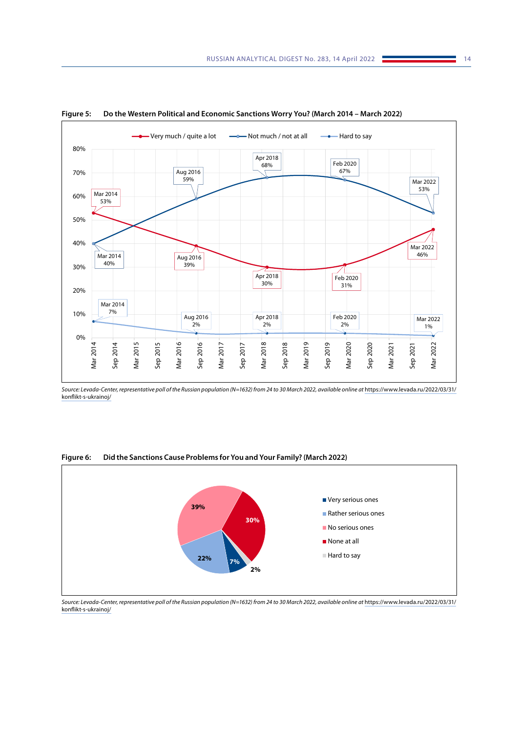**Figure 5: Do the Western Political and Economic Sanctions Worry You? (March 2014 – March 2022)**

| | Mar 2014 | Aug 2016 | Apr 2018 | Feb 2020 | Mar 2022 |
|---|---|---|---|---|---|
| Very much / quite a lot | 53% | 39% | 30% | 31% | 46% |
| Not much / not at all | 40% | 59% | 68% | 67% | 53% |
| Hard to say | 7% | 2% | 2% | 2% | 1% |

*Source: Levada-Center, representative poll of the Russian population (N=1632) from 24 to 30 March 2022, available online at* https://www.levada.ru/2022/03/31/konflikt-s-ukrainoj/

**Figure 6: Did the Sanctions Cause Problems for You and Your Family? (March 2022)**

| | |
|---|---|
| Very serious ones | 7% |
| Rather serious ones | 22% |
| No serious ones | 39% |
| None at all | 30% |
| Hard to say | 2% |

*Source: Levada-Center, representative poll of the Russian population (N=1632) from 24 to 30 March 2022, available online at* https://www.levada.ru/2022/03/31/konflikt-s-ukrainoj/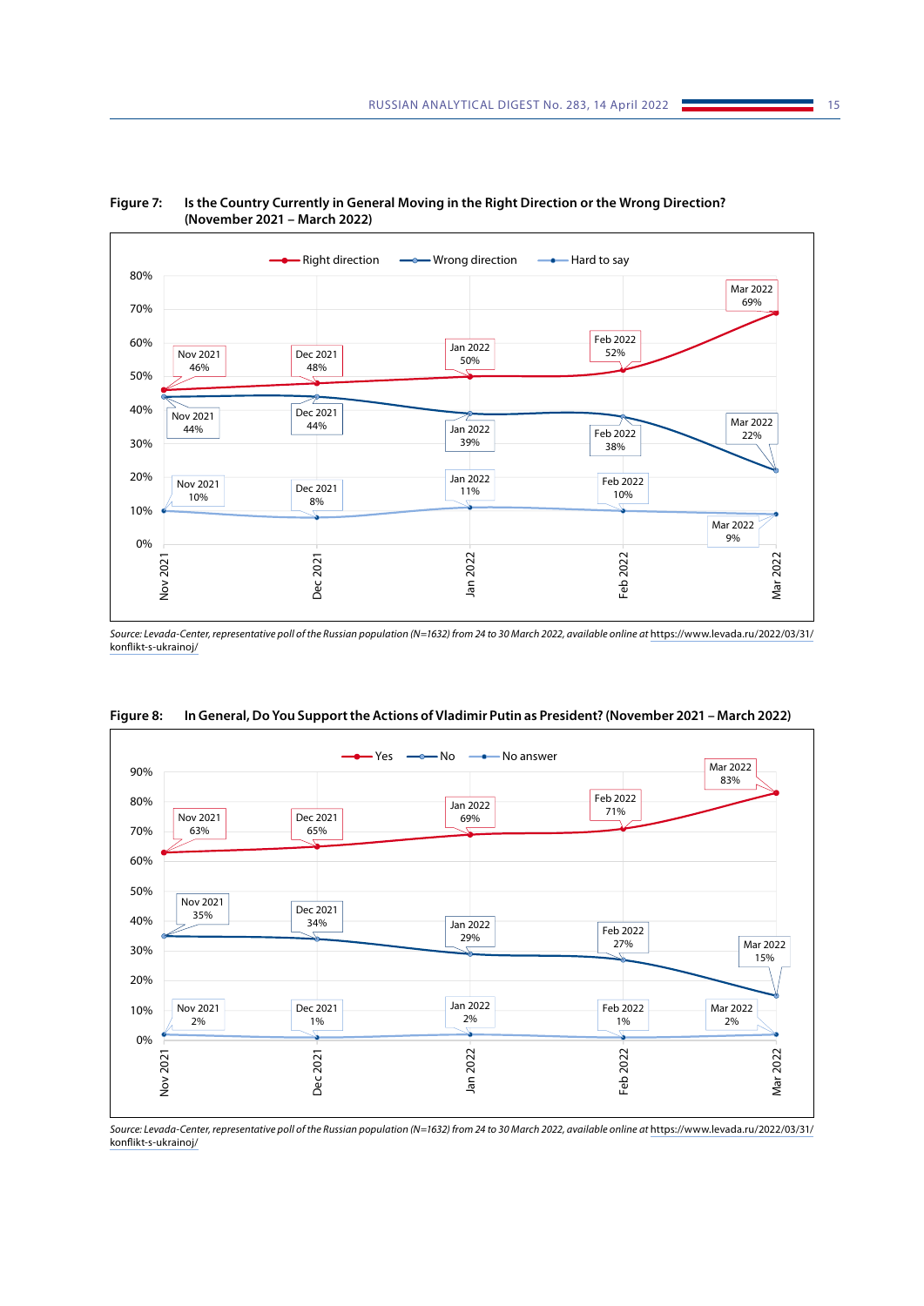**Figure 7: Is the Country Currently in General Moving in the Right Direction or the Wrong Direction? (November 2021 – March 2022)**

| | Right direction | Wrong direction | Hard to say |
|---|---|---|---|
| Nov 2021 | 46% | 44% | 10% |
| Dec 2021 | 48% | 44% | 8% |
| Jan 2022 | 50% | 39% | 11% |
| Feb 2022 | 52% | 38% | 10% |
| Mar 2022 | 69% | 22% | 9% |

*Source: Levada-Center, representative poll of the Russian population (N=1632) from 24 to 30 March 2022, available online at* https://www.levada.ru/2022/03/31/konflikt-s-ukrainoj/

**Figure 8: In General, Do You Support the Actions of Vladimir Putin as President? (November 2021 – March 2022)**

| | Yes | No | No answer |
|---|---|---|---|
| Nov 2021 | 63% | 35% | 2% |
| Dec 2021 | 65% | 34% | 1% |
| Jan 2022 | 69% | 29% | 2% |
| Feb 2022 | 71% | 27% | 1% |
| Mar 2022 | 83% | 15% | 2% |

*Source: Levada-Center, representative poll of the Russian population (N=1632) from 24 to 30 March 2022, available online at* https://www.levada.ru/2022/03/31/konflikt-s-ukrainoj/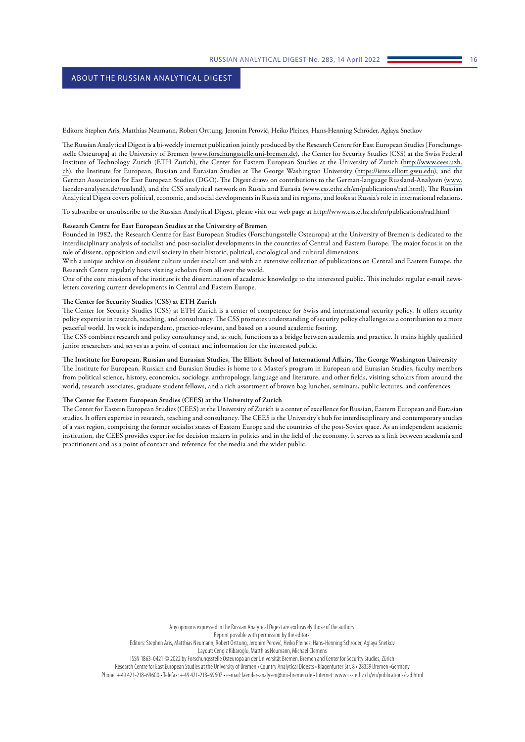## ABOUT THE RUSSIAN ANALYTICAL DIGEST

Editors: Stephen Aris, Matthias Neumann, Robert Orttung, Jeronim Perović, Heiko Pleines, Hans-Henning Schröder, Aglaya Snetkov

The Russian Analytical Digest is a bi-weekly internet publication jointly produced by the Research Centre for East European Studies [Forschungsstelle Osteuropa] at the University of Bremen (www.forschungsstelle.uni-bremen.de), the Center for Security Studies (CSS) at the Swiss Federal Institute of Technology Zurich (ETH Zurich), the Center for Eastern European Studies at the University of Zurich (http://www.cees.uzh.ch), the Institute for European, Russian and Eurasian Studies at The George Washington University (https://ieres.elliott.gwu.edu), and the German Association for East European Studies (DGO). The Digest draws on contributions to the German-language Russland-Analysen (www.laender-analysen.de/russland), and the CSS analytical network on Russia and Eurasia (www.css.ethz.ch/en/publications/rad.html). The Russian Analytical Digest covers political, economic, and social developments in Russia and its regions, and looks at Russia's role in international relations.

To subscribe or unsubscribe to the Russian Analytical Digest, please visit our web page at http://www.css.ethz.ch/en/publications/rad.html

**Research Centre for East European Studies at the University of Bremen**

Founded in 1982, the Research Centre for East European Studies (Forschungsstelle Osteuropa) at the University of Bremen is dedicated to the interdisciplinary analysis of socialist and post-socialist developments in the countries of Central and Eastern Europe. The major focus is on the role of dissent, opposition and civil society in their historic, political, sociological and cultural dimensions.

With a unique archive on dissident culture under socialism and with an extensive collection of publications on Central and Eastern Europe, the Research Centre regularly hosts visiting scholars from all over the world.

One of the core missions of the institute is the dissemination of academic knowledge to the interested public. This includes regular e-mail newsletters covering current developments in Central and Eastern Europe.

**The Center for Security Studies (CSS) at ETH Zurich**

The Center for Security Studies (CSS) at ETH Zurich is a center of competence for Swiss and international security policy. It offers security policy expertise in research, teaching, and consultancy. The CSS promotes understanding of security policy challenges as a contribution to a more peaceful world. Its work is independent, practice-relevant, and based on a sound academic footing.

The CSS combines research and policy consultancy and, as such, functions as a bridge between academia and practice. It trains highly qualified junior researchers and serves as a point of contact and information for the interested public.

**The Institute for European, Russian and Eurasian Studies, The Elliott School of International Affairs, The George Washington University**

The Institute for European, Russian and Eurasian Studies is home to a Master's program in European and Eurasian Studies, faculty members from political science, history, economics, sociology, anthropology, language and literature, and other fields, visiting scholars from around the world, research associates, graduate student fellows, and a rich assortment of brown bag lunches, seminars, public lectures, and conferences.

**The Center for Eastern European Studies (CEES) at the University of Zurich**

The Center for Eastern European Studies (CEES) at the University of Zurich is a center of excellence for Russian, Eastern European and Eurasian studies. It offers expertise in research, teaching and consultancy. The CEES is the University's hub for interdisciplinary and contemporary studies of a vast region, comprising the former socialist states of Eastern Europe and the countries of the post-Soviet space. As an independent academic institution, the CEES provides expertise for decision makers in politics and in the field of the economy. It serves as a link between academia and practitioners and as a point of contact and reference for the media and the wider public.

Any opinions expressed in the Russian Analytical Digest are exclusively those of the authors.
Reprint possible with permission by the editors.
Editors: Stephen Aris, Matthias Neumann, Robert Orttung, Jeronim Perović, Heiko Pleines, Hans-Henning Schröder, Aglaya Snetkov
Layout: Cengiz Kibaroglu, Matthias Neumann, Michael Clemens
ISSN 1863-0421 © 2022 by Forschungsstelle Osteuropa an der Universität Bremen, Bremen and Center for Security Studies, Zürich
Research Centre for East European Studies at the University of Bremen • Country Analytical Digests • Klagenfurter Str. 8 • 28359 Bremen •Germany
Phone: +49 421-218-69600 • Telefax: +49 421-218-69607 • e-mail: laender-analysen@uni-bremen.de • Internet: www.css.ethz.ch/en/publications/rad.html